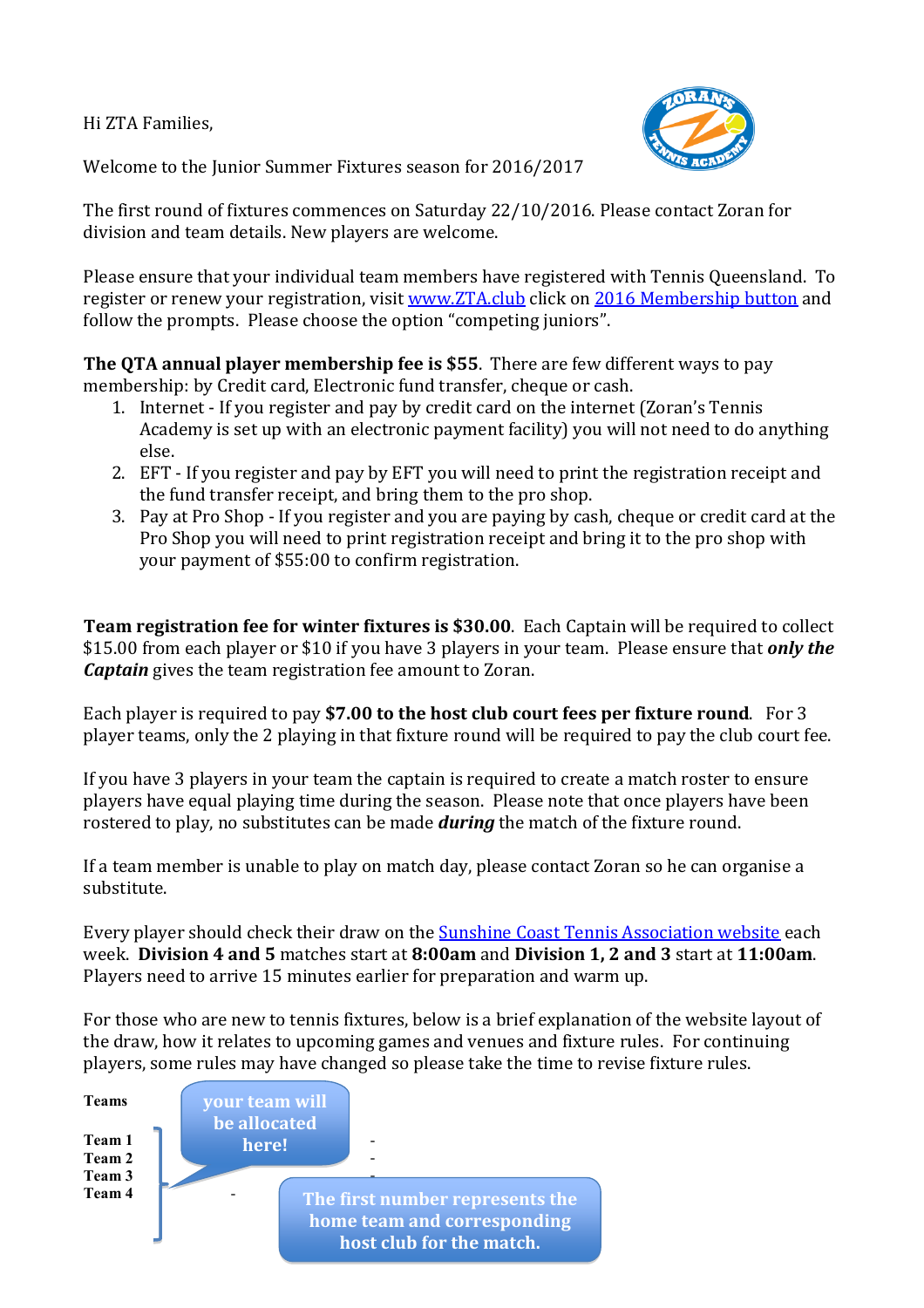Hi ZTA Families,

Welcome to the Junior Summer Fixtures season for 2016/2017

The first round of fixtures commences on Saturday 22/10/2016. Please contact Zoran for division and team details. New players are welcome.

Please ensure that your individual team members have registered with Tennis Queensland. To register or renew your registration, visit [www.ZTA.club](http://www.ZTA.club) click on 2016 Membership button and follow the prompts. Please choose the option "competing juniors".

**The QTA annual player membership fee is $55**. There are few different ways to pay membership: by Credit card, Electronic fund transfer, cheque or cash.

1. Internet - If you register and pay by credit card on the internet (Zoran's Tennis Academy is set up with an electronic payment facility) you will not need to do anything else.
2. EFT - If you register and pay by EFT you will need to print the registration receipt and the fund transfer receipt, and bring them to the pro shop.
3. Pay at Pro Shop - If you register and you are paying by cash, cheque or credit card at the Pro Shop you will need to print registration receipt and bring it to the pro shop with your payment of $55:00 to confirm registration.

**Team registration fee for winter fixtures is $30.00**. Each Captain will be required to collect $15.00 from each player or $10 if you have 3 players in your team. Please ensure that ***only the Captain*** gives the team registration fee amount to Zoran.

Each player is required to pay **$7.00 to the host club court fees per fixture round**. For 3 player teams, only the 2 playing in that fixture round will be required to pay the club court fee.

If you have 3 players in your team the captain is required to create a match roster to ensure players have equal playing time during the season. Please note that once players have been rostered to play, no substitutes can be made ***during*** the match of the fixture round.

If a team member is unable to play on match day, please contact Zoran so he can organise a substitute.

Every player should check their draw on the Sunshine Coast Tennis Association website each week. **Division 4 and 5** matches start at **8:00am** and **Division 1, 2 and 3** start at **11:00am**. Players need to arrive 15 minutes earlier for preparation and warm up.

For those who are new to tennis fixtures, below is a brief explanation of the website layout of the draw, how it relates to upcoming games and venues and fixture rules. For continuing players, some rules may have changed so please take the time to revise fixture rules.

**Teams**

**Team 1** -
**Team 2** -
**Team 3** -
**Team 4** -

your team will be allocated here!

The first number represents the home team and corresponding host club for the match.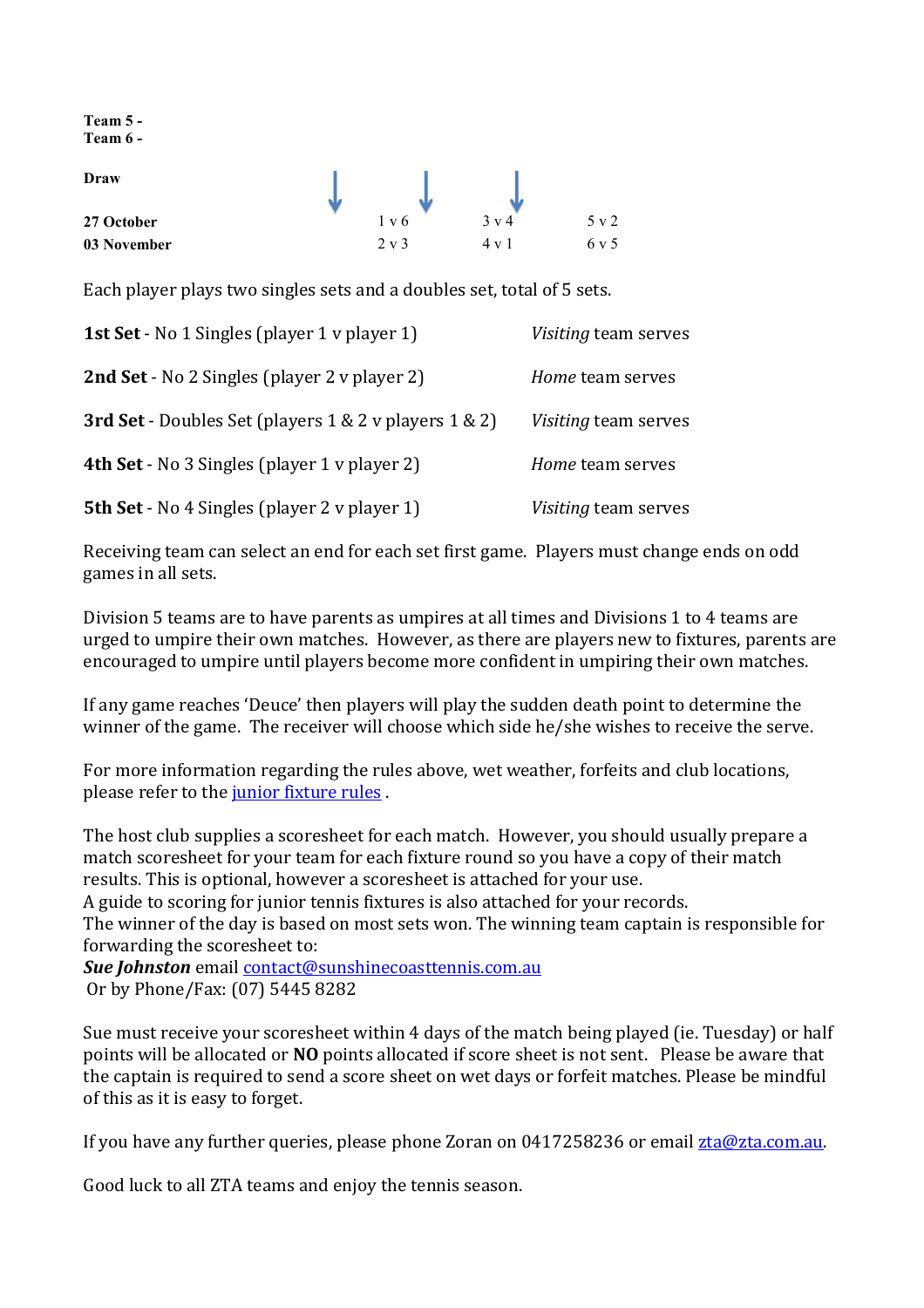**Team 5 -**
**Team 6 -**

**Draw**

| | | | |
|---|---|---|---|
| **27 October** | 1 v 6 | 3 v 4 | 5 v 2 |
| **03 November** | 2 v 3 | 4 v 1 | 6 v 5 |

Each player plays two singles sets and a doubles set, total of 5 sets.

**1st Set** - No 1 Singles (player 1 v player 1) *Visiting* team serves

**2nd Set** - No 2 Singles (player 2 v player 2) *Home* team serves

**3rd Set** - Doubles Set (players 1 & 2 v players 1 & 2) *Visiting* team serves

**4th Set** - No 3 Singles (player 1 v player 2) *Home* team serves

**5th Set** - No 4 Singles (player 2 v player 1) *Visiting* team serves

Receiving team can select an end for each set first game. Players must change ends on odd games in all sets.

Division 5 teams are to have parents as umpires at all times and Divisions 1 to 4 teams are urged to umpire their own matches. However, as there are players new to fixtures, parents are encouraged to umpire until players become more confident in umpiring their own matches.

If any game reaches 'Deuce' then players will play the sudden death point to determine the winner of the game. The receiver will choose which side he/she wishes to receive the serve.

For more information regarding the rules above, wet weather, forfeits and club locations, please refer to the junior fixture rules .

The host club supplies a scoresheet for each match. However, you should usually prepare a match scoresheet for your team for each fixture round so you have a copy of their match results. This is optional, however a scoresheet is attached for your use.
A guide to scoring for junior tennis fixtures is also attached for your records.
The winner of the day is based on most sets won. The winning team captain is responsible for forwarding the scoresheet to:
***Sue Johnston*** email contact@sunshinecoasttennis.com.au
Or by Phone/Fax: (07) 5445 8282

Sue must receive your scoresheet within 4 days of the match being played (ie. Tuesday) or half points will be allocated or **NO** points allocated if score sheet is not sent. Please be aware that the captain is required to send a score sheet on wet days or forfeit matches. Please be mindful of this as it is easy to forget.

If you have any further queries, please phone Zoran on 0417258236 or email zta@zta.com.au.

Good luck to all ZTA teams and enjoy the tennis season.